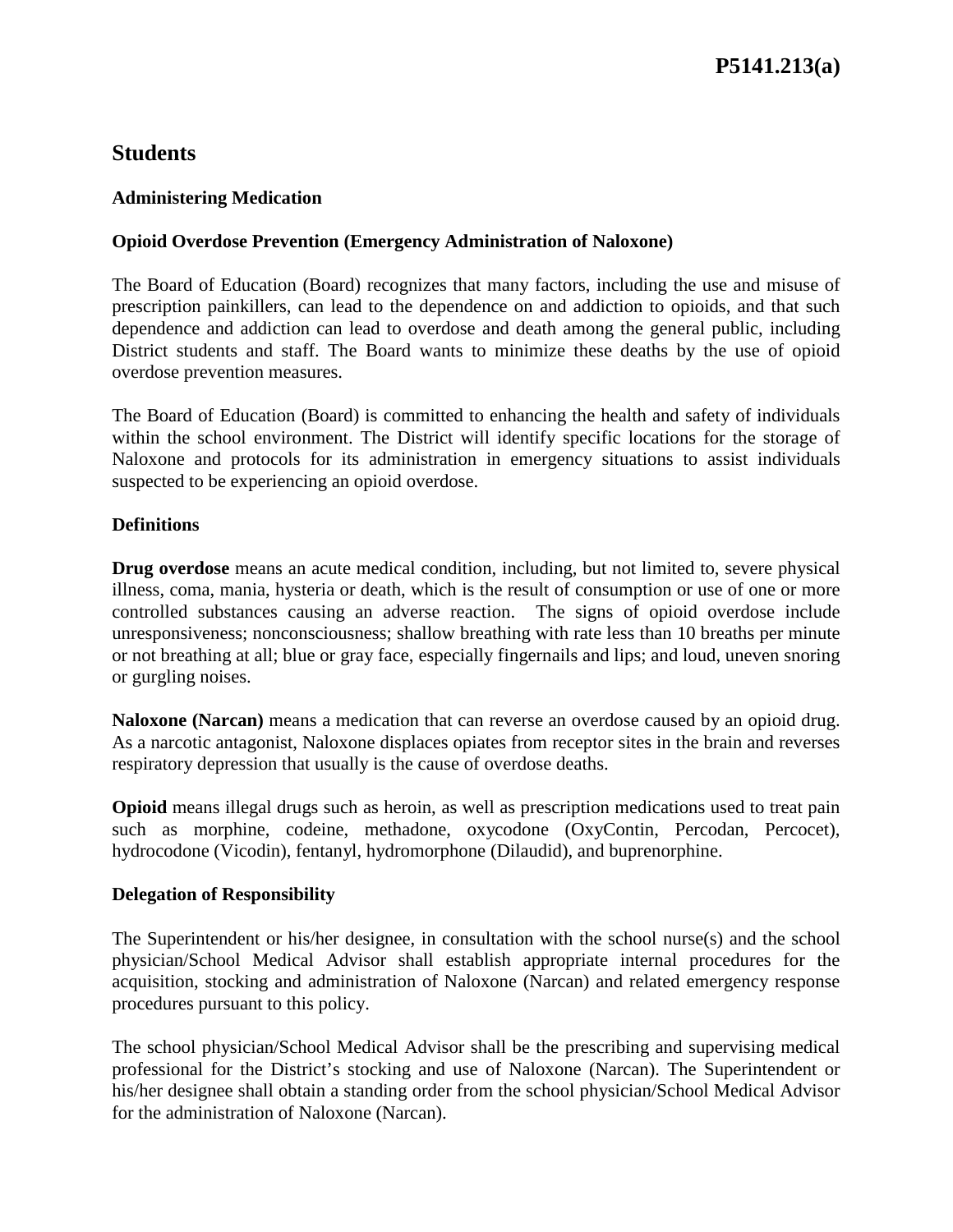# Students

## Administering Medication

## Opioid Overdose Prevention (Emergency Administration of Naloxone)

The Board of Education (Board) recognizes that many factors, including the use and misuse of prescription painkillers, can lead to the dependence on and addiction to opioids, and that such dependence and addiction can lead to overdose and death among the general public, including District students and staff. The Board wants to minimize these deaths by the use of opioid overdose prevention measures.

The Board of Education (Board) is committed to enhancing the health and safety of individuals within the school environment. The District will identify specific locations for the storage of Naloxone and protocols for its administration in emergency situations to assist individuals suspected to be experiencing an opioid overdose.

### Definitions

**Drug overdose** means an acute medical condition, including, but not limited to, severe physical illness, coma, mania, hysteria or death, which is the result of consumption or use of one or more controlled substances causing an adverse reaction. The signs of opioid overdose include unresponsiveness; nonconsciousness; shallow breathing with rate less than 10 breaths per minute or not breathing at all; blue or gray face, especially fingernails and lips; and loud, uneven snoring or gurgling noises.

**Naloxone (Narcan)** means a medication that can reverse an overdose caused by an opioid drug. As a narcotic antagonist, Naloxone displaces opiates from receptor sites in the brain and reverses respiratory depression that usually is the cause of overdose deaths.

**Opioid** means illegal drugs such as heroin, as well as prescription medications used to treat pain such as morphine, codeine, methadone, oxycodone (OxyContin, Percodan, Percocet), hydrocodone (Vicodin), fentanyl, hydromorphone (Dilaudid), and buprenorphine.

### Delegation of Responsibility

The Superintendent or his/her designee, in consultation with the school nurse(s) and the school physician/School Medical Advisor shall establish appropriate internal procedures for the acquisition, stocking and administration of Naloxone (Narcan) and related emergency response procedures pursuant to this policy.

The school physician/School Medical Advisor shall be the prescribing and supervising medical professional for the District's stocking and use of Naloxone (Narcan). The Superintendent or his/her designee shall obtain a standing order from the school physician/School Medical Advisor for the administration of Naloxone (Narcan).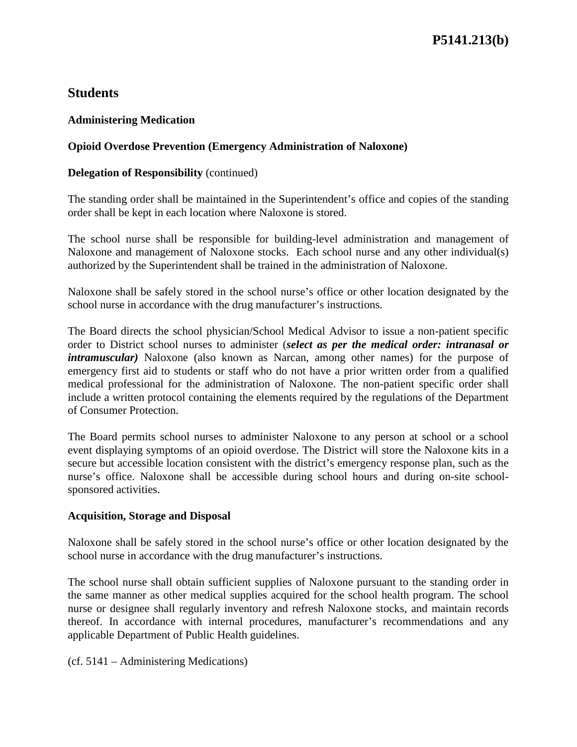## Students

### Administering Medication

### Opioid Overdose Prevention (Emergency Administration of Naloxone)

**Delegation of Responsibility** (continued)

The standing order shall be maintained in the Superintendent's office and copies of the standing order shall be kept in each location where Naloxone is stored.

The school nurse shall be responsible for building-level administration and management of Naloxone and management of Naloxone stocks. Each school nurse and any other individual(s) authorized by the Superintendent shall be trained in the administration of Naloxone.

Naloxone shall be safely stored in the school nurse's office or other location designated by the school nurse in accordance with the drug manufacturer's instructions.

The Board directs the school physician/School Medical Advisor to issue a non-patient specific order to District school nurses to administer (***select as per the medical order: intranasal or intramuscular)*** Naloxone (also known as Narcan, among other names) for the purpose of emergency first aid to students or staff who do not have a prior written order from a qualified medical professional for the administration of Naloxone. The non-patient specific order shall include a written protocol containing the elements required by the regulations of the Department of Consumer Protection.

The Board permits school nurses to administer Naloxone to any person at school or a school event displaying symptoms of an opioid overdose. The District will store the Naloxone kits in a secure but accessible location consistent with the district's emergency response plan, such as the nurse's office. Naloxone shall be accessible during school hours and during on-site school-sponsored activities.

### Acquisition, Storage and Disposal

Naloxone shall be safely stored in the school nurse's office or other location designated by the school nurse in accordance with the drug manufacturer's instructions.

The school nurse shall obtain sufficient supplies of Naloxone pursuant to the standing order in the same manner as other medical supplies acquired for the school health program. The school nurse or designee shall regularly inventory and refresh Naloxone stocks, and maintain records thereof. In accordance with internal procedures, manufacturer's recommendations and any applicable Department of Public Health guidelines.

(cf. 5141 – Administering Medications)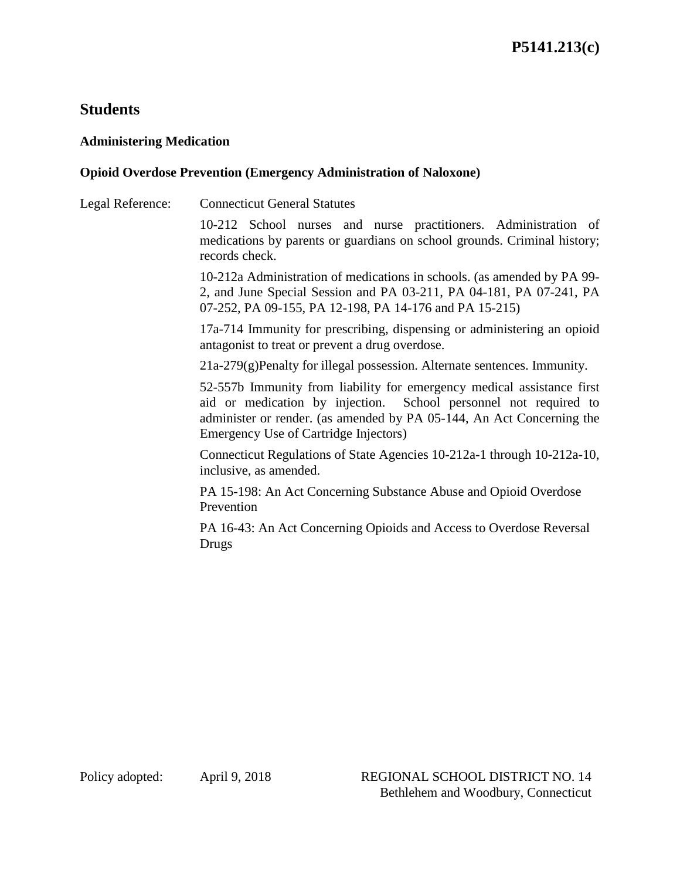P5141.213(c)

## Students

### Administering Medication

### Opioid Overdose Prevention (Emergency Administration of Naloxone)

Legal Reference: Connecticut General Statutes

10-212 School nurses and nurse practitioners. Administration of medications by parents or guardians on school grounds. Criminal history; records check.

10-212a Administration of medications in schools. (as amended by PA 99-2, and June Special Session and PA 03-211, PA 04-181, PA 07-241, PA 07-252, PA 09-155, PA 12-198, PA 14-176 and PA 15-215)

17a-714 Immunity for prescribing, dispensing or administering an opioid antagonist to treat or prevent a drug overdose.

21a-279(g)Penalty for illegal possession. Alternate sentences. Immunity.

52-557b Immunity from liability for emergency medical assistance first aid or medication by injection. School personnel not required to administer or render. (as amended by PA 05-144, An Act Concerning the Emergency Use of Cartridge Injectors)

Connecticut Regulations of State Agencies 10-212a-1 through 10-212a-10, inclusive, as amended.

PA 15-198: An Act Concerning Substance Abuse and Opioid Overdose Prevention

PA 16-43: An Act Concerning Opioids and Access to Overdose Reversal Drugs

Policy adopted: April 9, 2018

REGIONAL SCHOOL DISTRICT NO. 14
Bethlehem and Woodbury, Connecticut